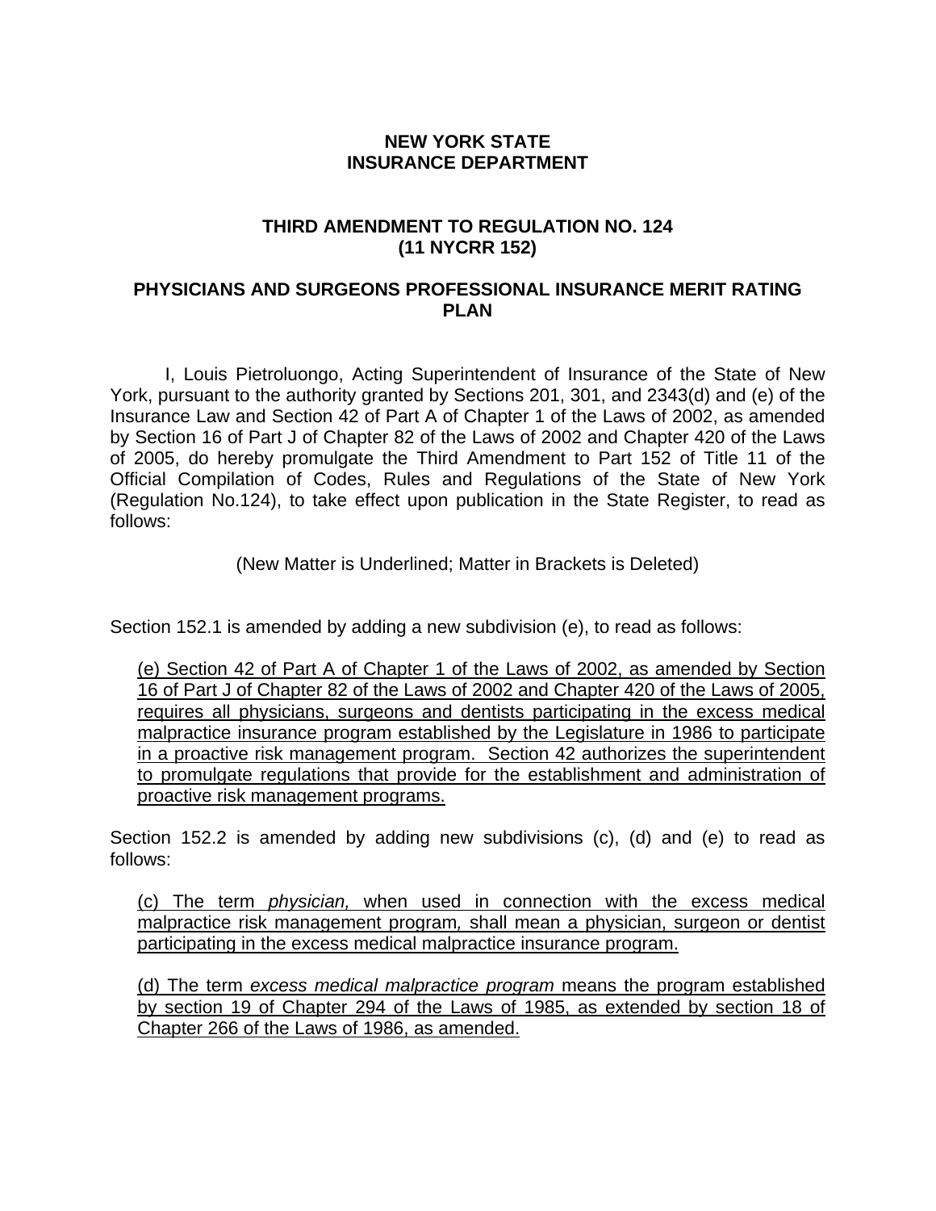**NEW YORK STATE**
**INSURANCE DEPARTMENT**

**THIRD AMENDMENT TO REGULATION NO. 124**
**(11 NYCRR 152)**

**PHYSICIANS AND SURGEONS PROFESSIONAL INSURANCE MERIT RATING PLAN**

I, Louis Pietroluongo, Acting Superintendent of Insurance of the State of New York, pursuant to the authority granted by Sections 201, 301, and 2343(d) and (e) of the Insurance Law and Section 42 of Part A of Chapter 1 of the Laws of 2002, as amended by Section 16 of Part J of Chapter 82 of the Laws of 2002 and Chapter 420 of the Laws of 2005, do hereby promulgate the Third Amendment to Part 152 of Title 11 of the Official Compilation of Codes, Rules and Regulations of the State of New York (Regulation No.124), to take effect upon publication in the State Register, to read as follows:

(New Matter is Underlined; Matter in Brackets is Deleted)

Section 152.1 is amended by adding a new subdivision (e), to read as follows:

<u>(e) Section 42 of Part A of Chapter 1 of the Laws of 2002, as amended by Section 16 of Part J of Chapter 82 of the Laws of 2002 and Chapter 420 of the Laws of 2005, requires all physicians, surgeons and dentists participating in the excess medical malpractice insurance program established by the Legislature in 1986 to participate in a proactive risk management program. Section 42 authorizes the superintendent to promulgate regulations that provide for the establishment and administration of proactive risk management programs.</u>

Section 152.2 is amended by adding new subdivisions (c), (d) and (e) to read as follows:

<u>(c) The term *physician,* when used in connection with the excess medical malpractice risk management program*,* shall mean a physician, surgeon or dentist participating in the excess medical malpractice insurance program.</u>

<u>(d) The term *excess medical malpractice program* means the program established by section 19 of Chapter 294 of the Laws of 1985, as extended by section 18 of Chapter 266 of the Laws of 1986, as amended.</u>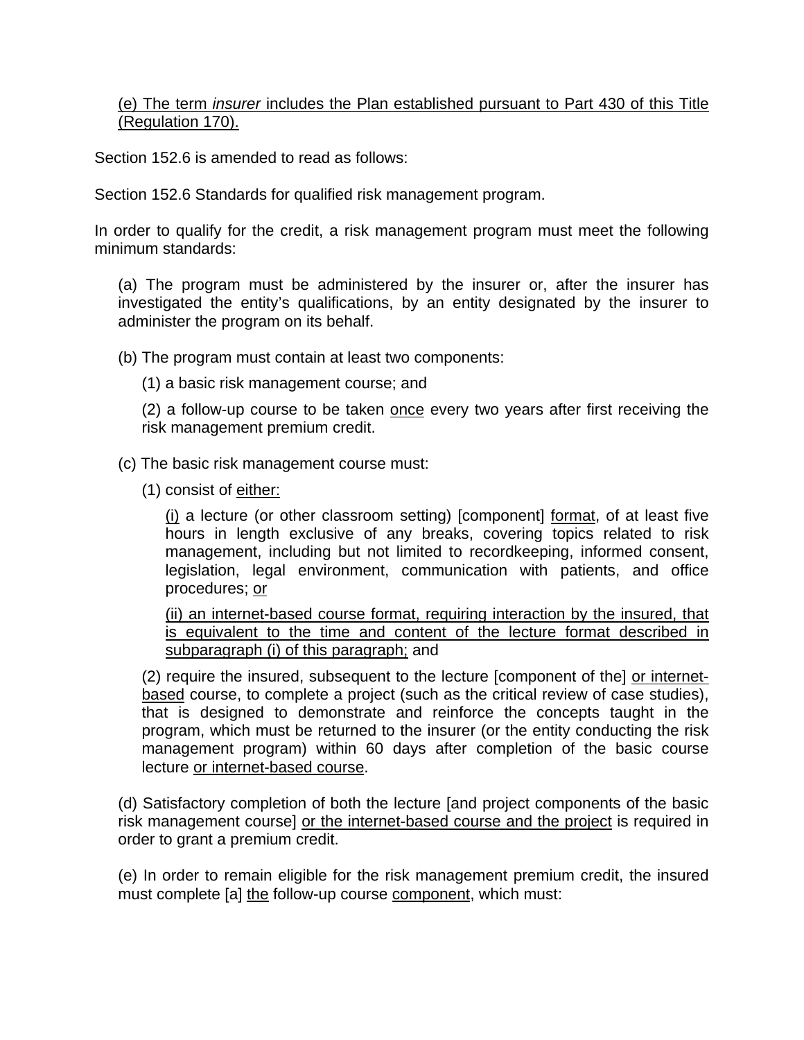<u>(e) The term *insurer* includes the Plan established pursuant to Part 430 of this Title (Regulation 170).</u>

Section 152.6 is amended to read as follows:

Section 152.6 Standards for qualified risk management program.

In order to qualify for the credit, a risk management program must meet the following minimum standards:

(a) The program must be administered by the insurer or, after the insurer has investigated the entity's qualifications, by an entity designated by the insurer to administer the program on its behalf.

(b) The program must contain at least two components:

(1) a basic risk management course; and

(2) a follow-up course to be taken <u>once</u> every two years after first receiving the risk management premium credit.

(c) The basic risk management course must:

(1) consist of <u>either:</u>

<u>(i)</u> a lecture (or other classroom setting) [component] <u>format</u>, of at least five hours in length exclusive of any breaks, covering topics related to risk management, including but not limited to recordkeeping, informed consent, legislation, legal environment, communication with patients, and office procedures; <u>or</u>

<u>(ii) an internet-based course format, requiring interaction by the insured, that is equivalent to the time and content of the lecture format described in subparagraph (i) of this paragraph;</u> and

(2) require the insured, subsequent to the lecture [component of the] <u>or internet-based</u> course, to complete a project (such as the critical review of case studies), that is designed to demonstrate and reinforce the concepts taught in the program, which must be returned to the insurer (or the entity conducting the risk management program) within 60 days after completion of the basic course lecture <u>or internet-based course</u>.

(d) Satisfactory completion of both the lecture [and project components of the basic risk management course] <u>or the internet-based course and the project</u> is required in order to grant a premium credit.

(e) In order to remain eligible for the risk management premium credit, the insured must complete [a] <u>the</u> follow-up course <u>component</u>, which must: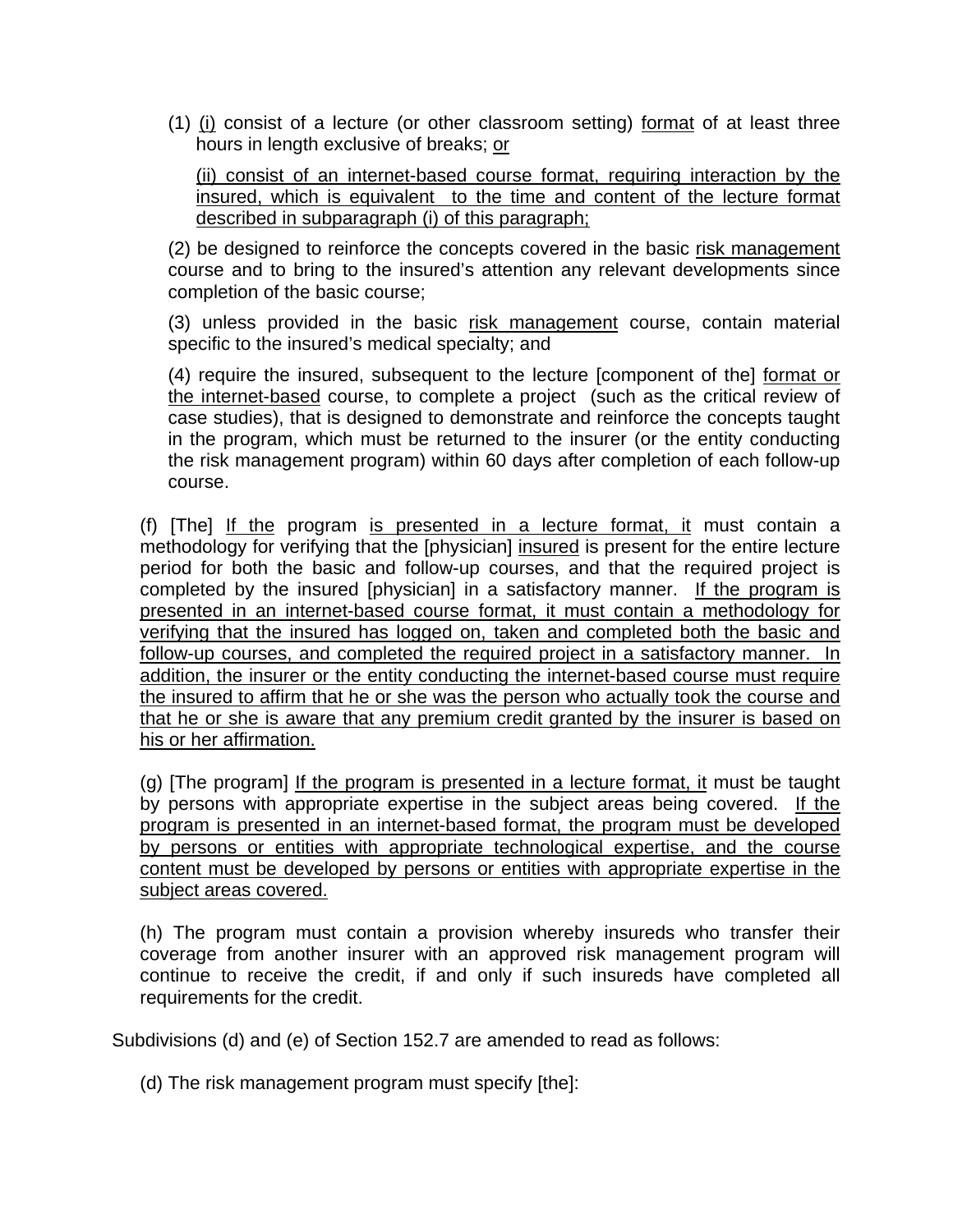(1) <u>(i)</u> consist of a lecture (or other classroom setting) <u>format</u> of at least three hours in length exclusive of breaks; <u>or</u>

<u>(ii) consist of an internet-based course format, requiring interaction by the insured, which is equivalent to the time and content of the lecture format described in subparagraph (i) of this paragraph;</u>

(2) be designed to reinforce the concepts covered in the basic <u>risk management</u> course and to bring to the insured's attention any relevant developments since completion of the basic course;

(3) unless provided in the basic <u>risk management</u> course, contain material specific to the insured's medical specialty; and

(4) require the insured, subsequent to the lecture [component of the] <u>format or the internet-based</u> course, to complete a project (such as the critical review of case studies), that is designed to demonstrate and reinforce the concepts taught in the program, which must be returned to the insurer (or the entity conducting the risk management program) within 60 days after completion of each follow-up course.

(f) [The] <u>If the</u> program <u>is presented in a lecture format, it</u> must contain a methodology for verifying that the [physician] <u>insured</u> is present for the entire lecture period for both the basic and follow-up courses, and that the required project is completed by the insured [physician] in a satisfactory manner. <u>If the program is presented in an internet-based course format, it must contain a methodology for verifying that the insured has logged on, taken and completed both the basic and follow-up courses, and completed the required project in a satisfactory manner. In addition, the insurer or the entity conducting the internet-based course must require the insured to affirm that he or she was the person who actually took the course and that he or she is aware that any premium credit granted by the insurer is based on his or her affirmation.</u>

(g) [The program] <u>If the program is presented in a lecture format, it</u> must be taught by persons with appropriate expertise in the subject areas being covered. <u>If the program is presented in an internet-based format, the program must be developed by persons or entities with appropriate technological expertise, and the course content must be developed by persons or entities with appropriate expertise in the subject areas covered.</u>

(h) The program must contain a provision whereby insureds who transfer their coverage from another insurer with an approved risk management program will continue to receive the credit, if and only if such insureds have completed all requirements for the credit.

Subdivisions (d) and (e) of Section 152.7 are amended to read as follows:

(d) The risk management program must specify [the]: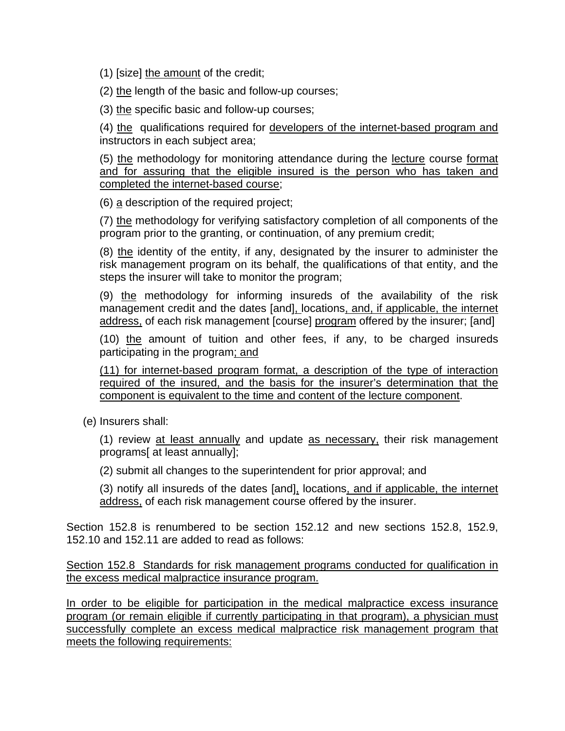(1) [size] <u>the amount</u> of the credit;

(2) <u>the</u> length of the basic and follow-up courses;

(3) <u>the</u> specific basic and follow-up courses;

(4) <u>the</u> qualifications required for <u>developers of the internet-based program and</u> instructors in each subject area;

(5) <u>the</u> methodology for monitoring attendance during the <u>lecture</u> course <u>format and for assuring that the eligible insured is the person who has taken and completed the internet-based course</u>;

(6) <u>a</u> description of the required project;

(7) <u>the</u> methodology for verifying satisfactory completion of all components of the program prior to the granting, or continuation, of any premium credit;

(8) <u>the</u> identity of the entity, if any, designated by the insurer to administer the risk management program on its behalf, the qualifications of that entity, and the steps the insurer will take to monitor the program;

(9) <u>the</u> methodology for informing insureds of the availability of the risk management credit and the dates [and]<u>,</u> locations<u>, and, if applicable, the internet address,</u> of each risk management [course] <u>program</u> offered by the insurer; [and]

(10) <u>the</u> amount of tuition and other fees, if any, to be charged insureds participating in the program<u>; and</u>

<u>(11) for internet-based program format, a description of the type of interaction required of the insured, and the basis for the insurer's determination that the component is equivalent to the time and content of the lecture component</u>.

(e) Insurers shall:

(1) review <u>at least annually</u> and update <u>as necessary,</u> their risk management programs[ at least annually];

(2) submit all changes to the superintendent for prior approval; and

(3) notify all insureds of the dates [and]<u>,</u> locations<u>, and if applicable, the internet address,</u> of each risk management course offered by the insurer.

Section 152.8 is renumbered to be section 152.12 and new sections 152.8, 152.9, 152.10 and 152.11 are added to read as follows:

<u>Section 152.8 Standards for risk management programs conducted for qualification in the excess medical malpractice insurance program.</u>

<u>In order to be eligible for participation in the medical malpractice excess insurance program (or remain eligible if currently participating in that program), a physician must successfully complete an excess medical malpractice risk management program that meets the following requirements:</u>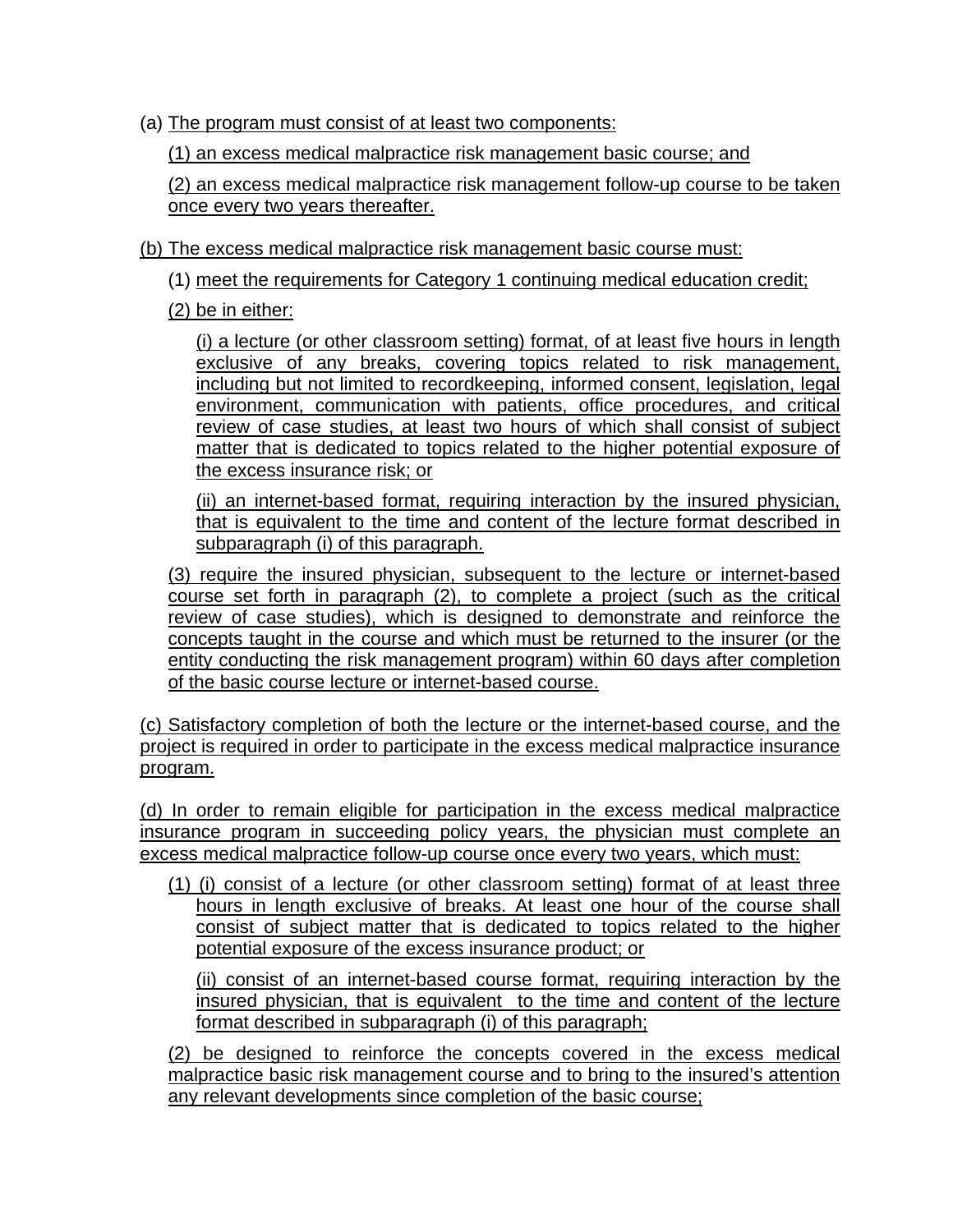(a) The program must consist of at least two components:

(1) an excess medical malpractice risk management basic course; and

(2) an excess medical malpractice risk management follow-up course to be taken once every two years thereafter.

(b) The excess medical malpractice risk management basic course must:

(1) meet the requirements for Category 1 continuing medical education credit;

(2) be in either:

(i) a lecture (or other classroom setting) format, of at least five hours in length exclusive of any breaks, covering topics related to risk management, including but not limited to recordkeeping, informed consent, legislation, legal environment, communication with patients, office procedures, and critical review of case studies, at least two hours of which shall consist of subject matter that is dedicated to topics related to the higher potential exposure of the excess insurance risk; or

(ii) an internet-based format, requiring interaction by the insured physician, that is equivalent to the time and content of the lecture format described in subparagraph (i) of this paragraph.

(3) require the insured physician, subsequent to the lecture or internet-based course set forth in paragraph (2), to complete a project (such as the critical review of case studies), which is designed to demonstrate and reinforce the concepts taught in the course and which must be returned to the insurer (or the entity conducting the risk management program) within 60 days after completion of the basic course lecture or internet-based course.

(c) Satisfactory completion of both the lecture or the internet-based course, and the project is required in order to participate in the excess medical malpractice insurance program.

(d) In order to remain eligible for participation in the excess medical malpractice insurance program in succeeding policy years, the physician must complete an excess medical malpractice follow-up course once every two years, which must:

(1) (i) consist of a lecture (or other classroom setting) format of at least three hours in length exclusive of breaks. At least one hour of the course shall consist of subject matter that is dedicated to topics related to the higher potential exposure of the excess insurance product; or

(ii) consist of an internet-based course format, requiring interaction by the insured physician, that is equivalent to the time and content of the lecture format described in subparagraph (i) of this paragraph;

(2) be designed to reinforce the concepts covered in the excess medical malpractice basic risk management course and to bring to the insured's attention any relevant developments since completion of the basic course;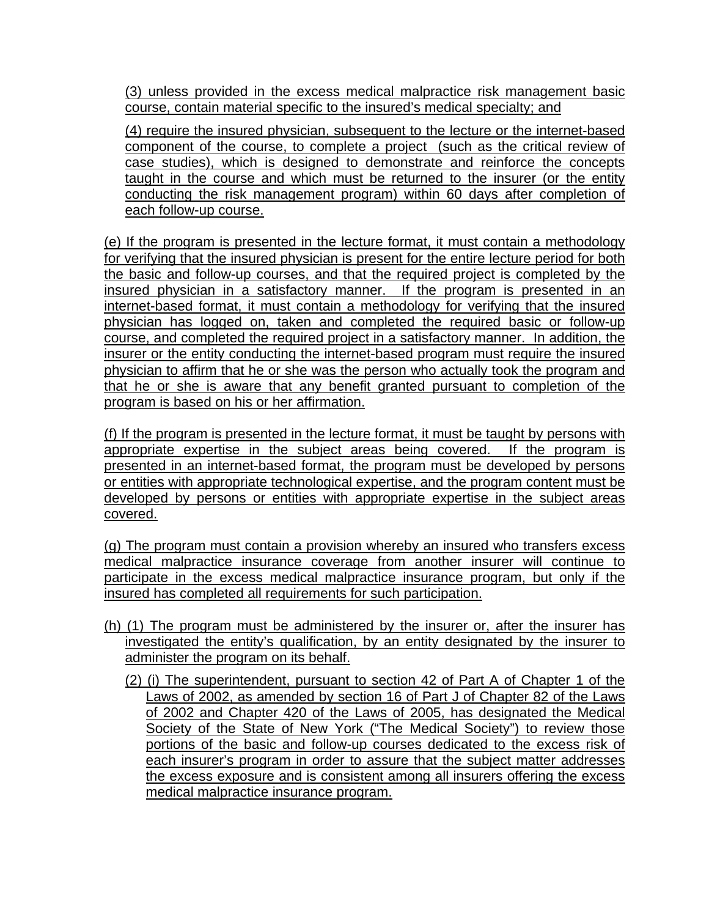(3) unless provided in the excess medical malpractice risk management basic course, contain material specific to the insured's medical specialty; and

(4) require the insured physician, subsequent to the lecture or the internet-based component of the course, to complete a project (such as the critical review of case studies), which is designed to demonstrate and reinforce the concepts taught in the course and which must be returned to the insurer (or the entity conducting the risk management program) within 60 days after completion of each follow-up course.

(e) If the program is presented in the lecture format, it must contain a methodology for verifying that the insured physician is present for the entire lecture period for both the basic and follow-up courses, and that the required project is completed by the insured physician in a satisfactory manner. If the program is presented in an internet-based format, it must contain a methodology for verifying that the insured physician has logged on, taken and completed the required basic or follow-up course, and completed the required project in a satisfactory manner. In addition, the insurer or the entity conducting the internet-based program must require the insured physician to affirm that he or she was the person who actually took the program and that he or she is aware that any benefit granted pursuant to completion of the program is based on his or her affirmation.

(f) If the program is presented in the lecture format, it must be taught by persons with appropriate expertise in the subject areas being covered. If the program is presented in an internet-based format, the program must be developed by persons or entities with appropriate technological expertise, and the program content must be developed by persons or entities with appropriate expertise in the subject areas covered.

(g) The program must contain a provision whereby an insured who transfers excess medical malpractice insurance coverage from another insurer will continue to participate in the excess medical malpractice insurance program, but only if the insured has completed all requirements for such participation.

(h) (1) The program must be administered by the insurer or, after the insurer has investigated the entity's qualification, by an entity designated by the insurer to administer the program on its behalf.

(2) (i) The superintendent, pursuant to section 42 of Part A of Chapter 1 of the Laws of 2002, as amended by section 16 of Part J of Chapter 82 of the Laws of 2002 and Chapter 420 of the Laws of 2005, has designated the Medical Society of the State of New York ("The Medical Society") to review those portions of the basic and follow-up courses dedicated to the excess risk of each insurer's program in order to assure that the subject matter addresses the excess exposure and is consistent among all insurers offering the excess medical malpractice insurance program.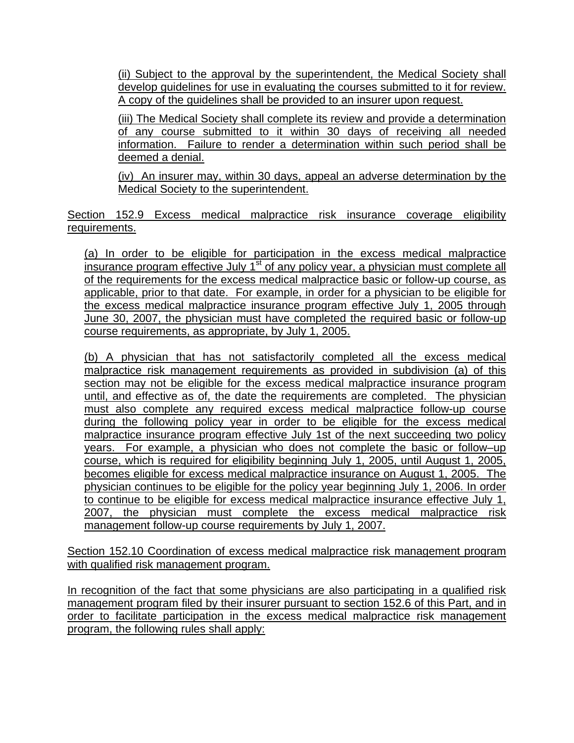(ii) Subject to the approval by the superintendent, the Medical Society shall develop guidelines for use in evaluating the courses submitted to it for review. A copy of the guidelines shall be provided to an insurer upon request.

(iii) The Medical Society shall complete its review and provide a determination of any course submitted to it within 30 days of receiving all needed information. Failure to render a determination within such period shall be deemed a denial.

(iv) An insurer may, within 30 days, appeal an adverse determination by the Medical Society to the superintendent.

Section 152.9 Excess medical malpractice risk insurance coverage eligibility requirements.

(a) In order to be eligible for participation in the excess medical malpractice insurance program effective July 1st of any policy year, a physician must complete all of the requirements for the excess medical malpractice basic or follow-up course, as applicable, prior to that date. For example, in order for a physician to be eligible for the excess medical malpractice insurance program effective July 1, 2005 through June 30, 2007, the physician must have completed the required basic or follow-up course requirements, as appropriate, by July 1, 2005.

(b) A physician that has not satisfactorily completed all the excess medical malpractice risk management requirements as provided in subdivision (a) of this section may not be eligible for the excess medical malpractice insurance program until, and effective as of, the date the requirements are completed. The physician must also complete any required excess medical malpractice follow-up course during the following policy year in order to be eligible for the excess medical malpractice insurance program effective July 1st of the next succeeding two policy years. For example, a physician who does not complete the basic or follow–up course, which is required for eligibility beginning July 1, 2005, until August 1, 2005, becomes eligible for excess medical malpractice insurance on August 1, 2005. The physician continues to be eligible for the policy year beginning July 1, 2006. In order to continue to be eligible for excess medical malpractice insurance effective July 1, 2007, the physician must complete the excess medical malpractice risk management follow-up course requirements by July 1, 2007.

Section 152.10 Coordination of excess medical malpractice risk management program with qualified risk management program.

In recognition of the fact that some physicians are also participating in a qualified risk management program filed by their insurer pursuant to section 152.6 of this Part, and in order to facilitate participation in the excess medical malpractice risk management program, the following rules shall apply: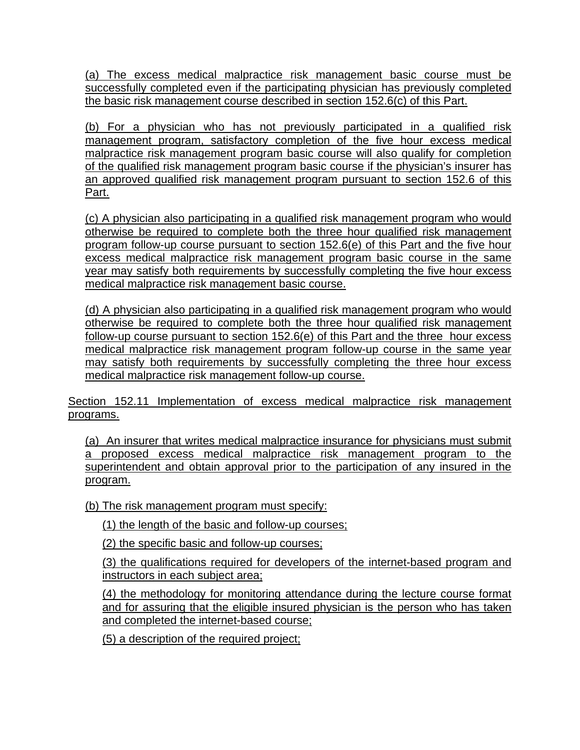(a) The excess medical malpractice risk management basic course must be successfully completed even if the participating physician has previously completed the basic risk management course described in section 152.6(c) of this Part.

(b) For a physician who has not previously participated in a qualified risk management program, satisfactory completion of the five hour excess medical malpractice risk management program basic course will also qualify for completion of the qualified risk management program basic course if the physician's insurer has an approved qualified risk management program pursuant to section 152.6 of this Part.

(c) A physician also participating in a qualified risk management program who would otherwise be required to complete both the three hour qualified risk management program follow-up course pursuant to section 152.6(e) of this Part and the five hour excess medical malpractice risk management program basic course in the same year may satisfy both requirements by successfully completing the five hour excess medical malpractice risk management basic course.

(d) A physician also participating in a qualified risk management program who would otherwise be required to complete both the three hour qualified risk management follow-up course pursuant to section 152.6(e) of this Part and the three hour excess medical malpractice risk management program follow-up course in the same year may satisfy both requirements by successfully completing the three hour excess medical malpractice risk management follow-up course.

Section 152.11 Implementation of excess medical malpractice risk management programs.

(a) An insurer that writes medical malpractice insurance for physicians must submit a proposed excess medical malpractice risk management program to the superintendent and obtain approval prior to the participation of any insured in the program.

(b) The risk management program must specify:

(1) the length of the basic and follow-up courses;

(2) the specific basic and follow-up courses;

(3) the qualifications required for developers of the internet-based program and instructors in each subject area;

(4) the methodology for monitoring attendance during the lecture course format and for assuring that the eligible insured physician is the person who has taken and completed the internet-based course;

(5) a description of the required project;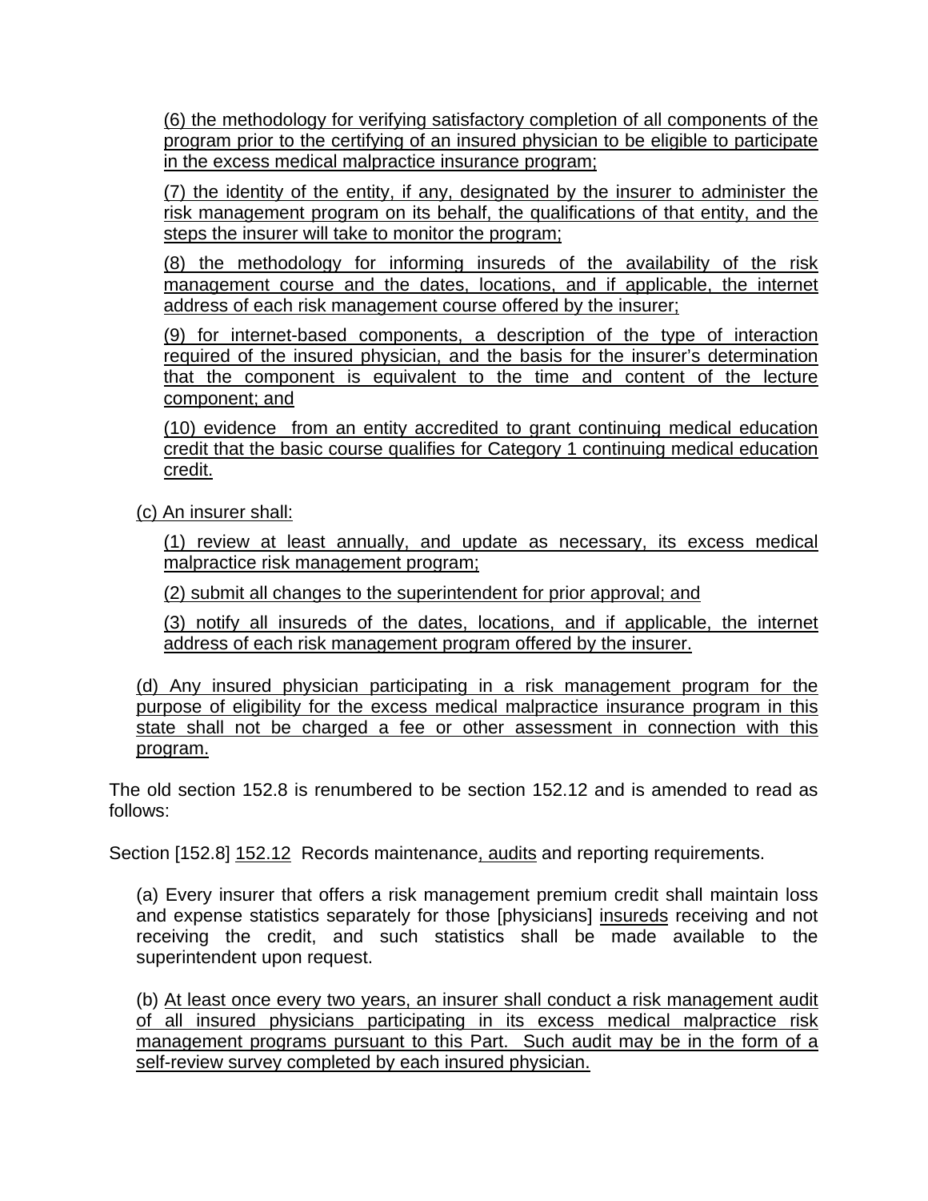(6) the methodology for verifying satisfactory completion of all components of the program prior to the certifying of an insured physician to be eligible to participate in the excess medical malpractice insurance program;

(7) the identity of the entity, if any, designated by the insurer to administer the risk management program on its behalf, the qualifications of that entity, and the steps the insurer will take to monitor the program;

(8) the methodology for informing insureds of the availability of the risk management course and the dates, locations, and if applicable, the internet address of each risk management course offered by the insurer;

(9) for internet-based components, a description of the type of interaction required of the insured physician, and the basis for the insurer's determination that the component is equivalent to the time and content of the lecture component; and

(10) evidence from an entity accredited to grant continuing medical education credit that the basic course qualifies for Category 1 continuing medical education credit.

(c) An insurer shall:

(1) review at least annually, and update as necessary, its excess medical malpractice risk management program;

(2) submit all changes to the superintendent for prior approval; and

(3) notify all insureds of the dates, locations, and if applicable, the internet address of each risk management program offered by the insurer.

(d) Any insured physician participating in a risk management program for the purpose of eligibility for the excess medical malpractice insurance program in this state shall not be charged a fee or other assessment in connection with this program.

The old section 152.8 is renumbered to be section 152.12 and is amended to read as follows:

Section [152.8] 152.12 Records maintenance, audits and reporting requirements.

(a) Every insurer that offers a risk management premium credit shall maintain loss and expense statistics separately for those [physicians] insureds receiving and not receiving the credit, and such statistics shall be made available to the superintendent upon request.

(b) At least once every two years, an insurer shall conduct a risk management audit of all insured physicians participating in its excess medical malpractice risk management programs pursuant to this Part. Such audit may be in the form of a self-review survey completed by each insured physician.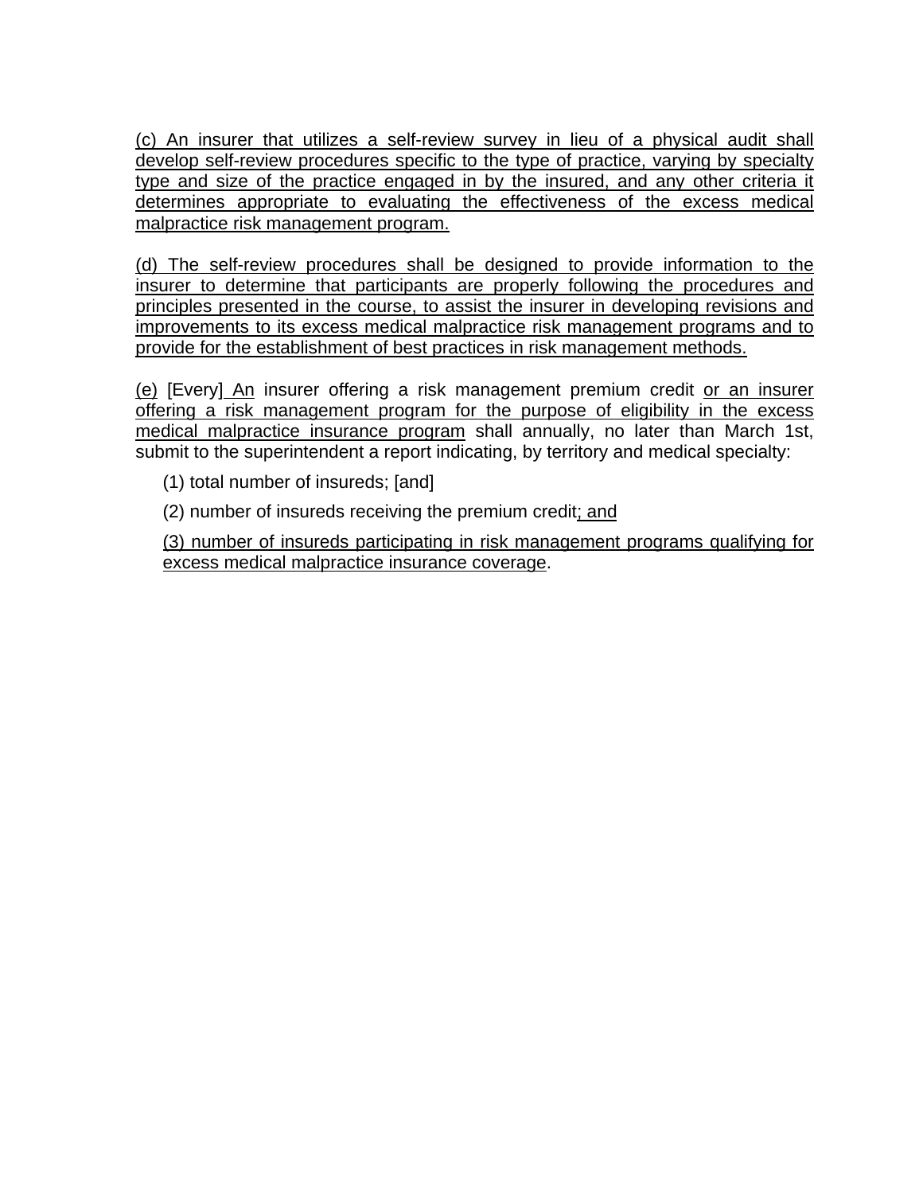(c) An insurer that utilizes a self-review survey in lieu of a physical audit shall develop self-review procedures specific to the type of practice, varying by specialty type and size of the practice engaged in by the insured, and any other criteria it determines appropriate to evaluating the effectiveness of the excess medical malpractice risk management program.

(d) The self-review procedures shall be designed to provide information to the insurer to determine that participants are properly following the procedures and principles presented in the course, to assist the insurer in developing revisions and improvements to its excess medical malpractice risk management programs and to provide for the establishment of best practices in risk management methods.

(e) [Every] An insurer offering a risk management premium credit or an insurer offering a risk management program for the purpose of eligibility in the excess medical malpractice insurance program shall annually, no later than March 1st, submit to the superintendent a report indicating, by territory and medical specialty:

(1) total number of insureds; [and]

(2) number of insureds receiving the premium credit; and

(3) number of insureds participating in risk management programs qualifying for excess medical malpractice insurance coverage.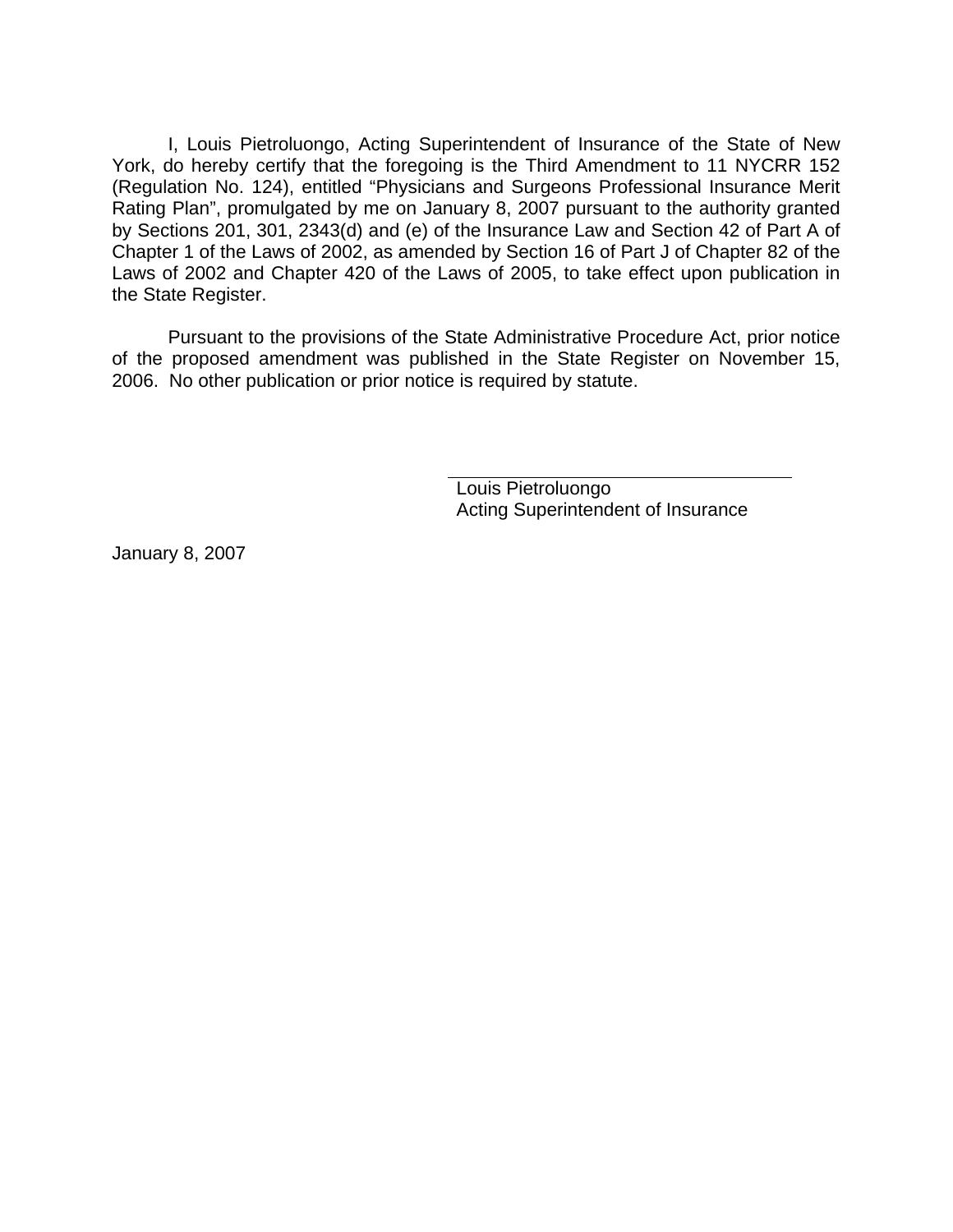I, Louis Pietroluongo, Acting Superintendent of Insurance of the State of New York, do hereby certify that the foregoing is the Third Amendment to 11 NYCRR 152 (Regulation No. 124), entitled "Physicians and Surgeons Professional Insurance Merit Rating Plan", promulgated by me on January 8, 2007 pursuant to the authority granted by Sections 201, 301, 2343(d) and (e) of the Insurance Law and Section 42 of Part A of Chapter 1 of the Laws of 2002, as amended by Section 16 of Part J of Chapter 82 of the Laws of 2002 and Chapter 420 of the Laws of 2005, to take effect upon publication in the State Register.

Pursuant to the provisions of the State Administrative Procedure Act, prior notice of the proposed amendment was published in the State Register on November 15, 2006. No other publication or prior notice is required by statute.

Louis Pietroluongo
Acting Superintendent of Insurance

January 8, 2007